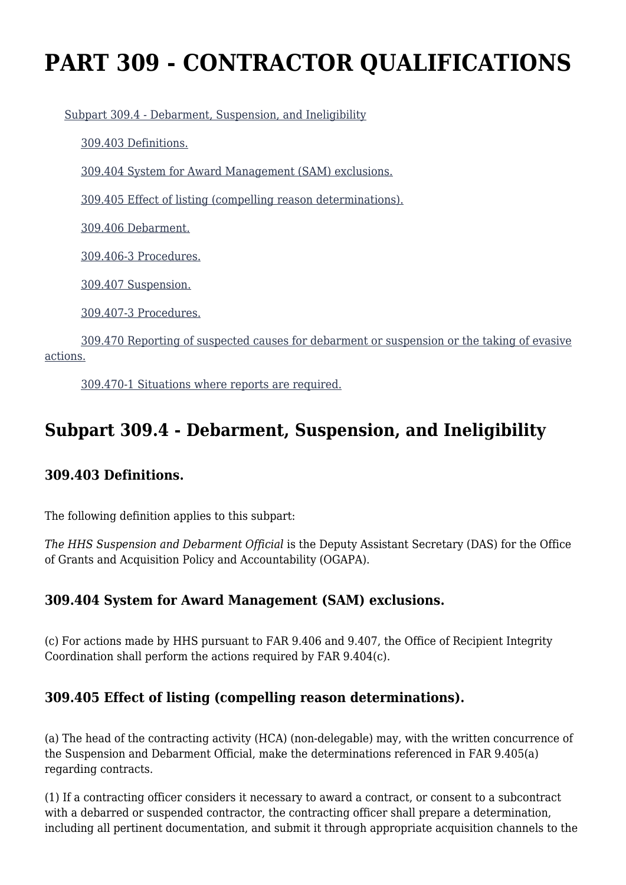# PART 309 - CONTRACTOR QUALIFICATIONS

Subpart 309.4 - Debarment, Suspension, and Ineligibility

309.403 Definitions.

309.404 System for Award Management (SAM) exclusions.

309.405 Effect of listing (compelling reason determinations).

309.406 Debarment.

309.406-3 Procedures.

309.407 Suspension.

309.407-3 Procedures.

309.470 Reporting of suspected causes for debarment or suspension or the taking of evasive actions.

309.470-1 Situations where reports are required.

## Subpart 309.4 - Debarment, Suspension, and Ineligibility

### 309.403 Definitions.

The following definition applies to this subpart:

*The HHS Suspension and Debarment Official* is the Deputy Assistant Secretary (DAS) for the Office of Grants and Acquisition Policy and Accountability (OGAPA).

### 309.404 System for Award Management (SAM) exclusions.

(c) For actions made by HHS pursuant to FAR 9.406 and 9.407, the Office of Recipient Integrity Coordination shall perform the actions required by FAR 9.404(c).

### 309.405 Effect of listing (compelling reason determinations).

(a) The head of the contracting activity (HCA) (non-delegable) may, with the written concurrence of the Suspension and Debarment Official, make the determinations referenced in FAR 9.405(a) regarding contracts.

(1) If a contracting officer considers it necessary to award a contract, or consent to a subcontract with a debarred or suspended contractor, the contracting officer shall prepare a determination, including all pertinent documentation, and submit it through appropriate acquisition channels to the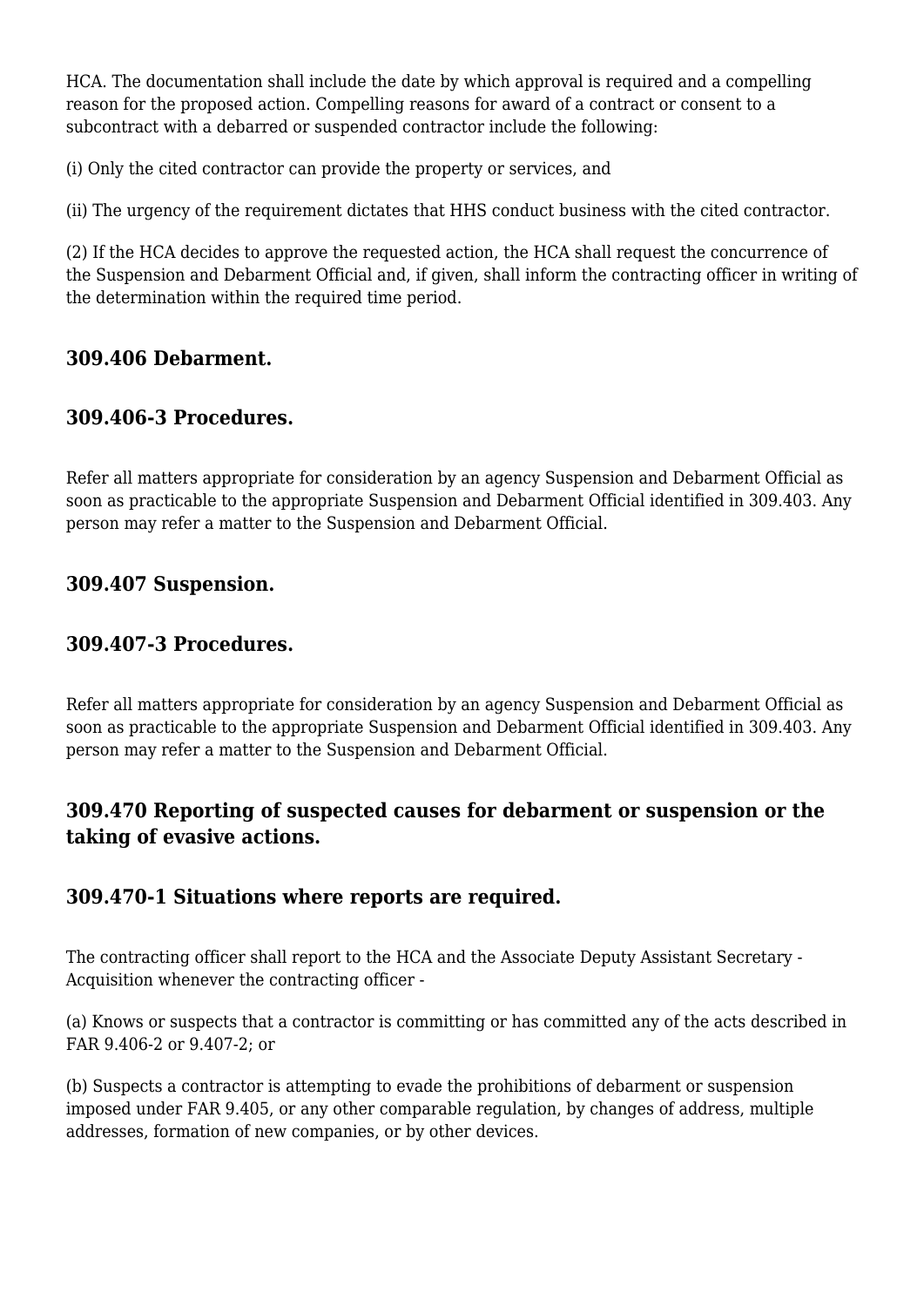HCA. The documentation shall include the date by which approval is required and a compelling reason for the proposed action. Compelling reasons for award of a contract or consent to a subcontract with a debarred or suspended contractor include the following:

(i) Only the cited contractor can provide the property or services, and

(ii) The urgency of the requirement dictates that HHS conduct business with the cited contractor.

(2) If the HCA decides to approve the requested action, the HCA shall request the concurrence of the Suspension and Debarment Official and, if given, shall inform the contracting officer in writing of the determination within the required time period.

### 309.406 Debarment.

### 309.406-3 Procedures.

Refer all matters appropriate for consideration by an agency Suspension and Debarment Official as soon as practicable to the appropriate Suspension and Debarment Official identified in 309.403. Any person may refer a matter to the Suspension and Debarment Official.

### 309.407 Suspension.

### 309.407-3 Procedures.

Refer all matters appropriate for consideration by an agency Suspension and Debarment Official as soon as practicable to the appropriate Suspension and Debarment Official identified in 309.403. Any person may refer a matter to the Suspension and Debarment Official.

### 309.470 Reporting of suspected causes for debarment or suspension or the taking of evasive actions.

### 309.470-1 Situations where reports are required.

The contracting officer shall report to the HCA and the Associate Deputy Assistant Secretary - Acquisition whenever the contracting officer -

(a) Knows or suspects that a contractor is committing or has committed any of the acts described in FAR 9.406-2 or 9.407-2; or

(b) Suspects a contractor is attempting to evade the prohibitions of debarment or suspension imposed under FAR 9.405, or any other comparable regulation, by changes of address, multiple addresses, formation of new companies, or by other devices.